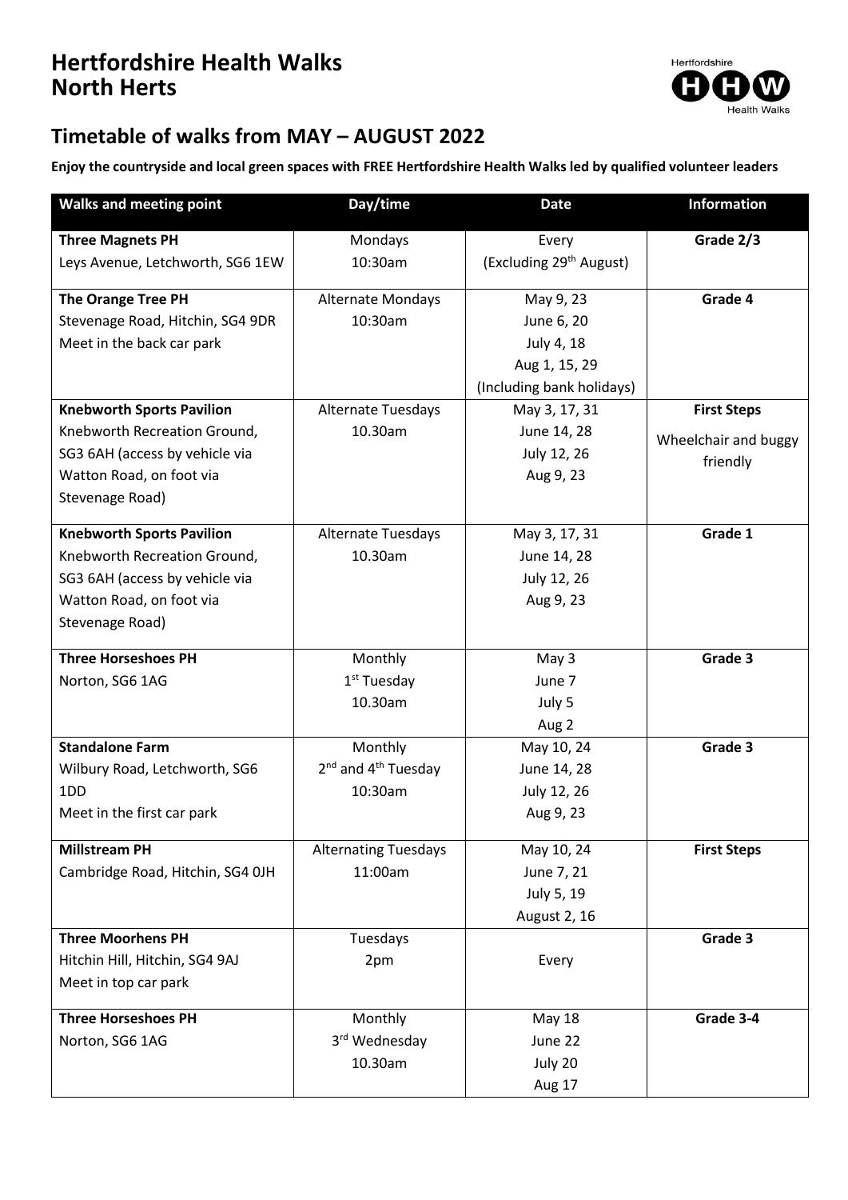# Hertfordshire Health Walks
# North Herts

## Timetable of walks from MAY – AUGUST 2022

**Enjoy the countryside and local green spaces with FREE Hertfordshire Health Walks led by qualified volunteer leaders**

| Walks and meeting point | Day/time | Date | Information |
|---|---|---|---|
| **Three Magnets PH**<br>Leys Avenue, Letchworth, SG6 1EW | Mondays<br>10:30am | Every<br>(Excluding 29th August) | **Grade 2/3** |
| **The Orange Tree PH**<br>Stevenage Road, Hitchin, SG4 9DR<br>Meet in the back car park | Alternate Mondays<br>10:30am | May 9, 23<br>June 6, 20<br>July 4, 18<br>Aug 1, 15, 29<br>(Including bank holidays) | **Grade 4** |
| **Knebworth Sports Pavilion**<br>Knebworth Recreation Ground, SG3 6AH (access by vehicle via Watton Road, on foot via Stevenage Road) | Alternate Tuesdays<br>10.30am | May 3, 17, 31<br>June 14, 28<br>July 12, 26<br>Aug 9, 23 | **First Steps**<br>Wheelchair and buggy friendly |
| **Knebworth Sports Pavilion**<br>Knebworth Recreation Ground, SG3 6AH (access by vehicle via Watton Road, on foot via Stevenage Road) | Alternate Tuesdays<br>10.30am | May 3, 17, 31<br>June 14, 28<br>July 12, 26<br>Aug 9, 23 | **Grade 1** |
| **Three Horseshoes PH**<br>Norton, SG6 1AG | Monthly<br>1st Tuesday<br>10.30am | May 3<br>June 7<br>July 5<br>Aug 2 | **Grade 3** |
| **Standalone Farm**<br>Wilbury Road, Letchworth, SG6 1DD<br>Meet in the first car park | Monthly<br>2nd and 4th Tuesday<br>10:30am | May 10, 24<br>June 14, 28<br>July 12, 26<br>Aug 9, 23 | **Grade 3** |
| **Millstream PH**<br>Cambridge Road, Hitchin, SG4 0JH | Alternating Tuesdays<br>11:00am | May 10, 24<br>June 7, 21<br>July 5, 19<br>August 2, 16 | **First Steps** |
| **Three Moorhens PH**<br>Hitchin Hill, Hitchin, SG4 9AJ<br>Meet in top car park | Tuesdays<br>2pm | Every | **Grade 3** |
| **Three Horseshoes PH**<br>Norton, SG6 1AG | Monthly<br>3rd Wednesday<br>10.30am | May 18<br>June 22<br>July 20<br>Aug 17 | **Grade 3-4** |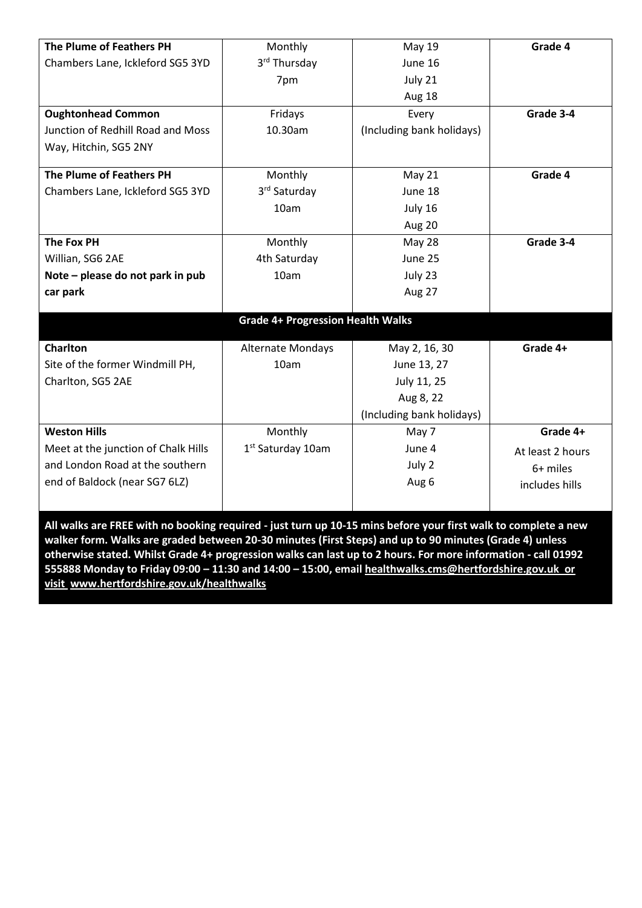| | | | |
|---|---|---|---|
| **The Plume of Feathers PH**<br>Chambers Lane, Ickleford SG5 3YD | Monthly<br>3rd Thursday<br>7pm | May 19<br>June 16<br>July 21<br>Aug 18 | **Grade 4** |
| **Oughtonhead Common**<br>Junction of Redhill Road and Moss Way, Hitchin, SG5 2NY | Fridays<br>10.30am | Every<br>(Including bank holidays) | **Grade 3-4** |
| **The Plume of Feathers PH**<br>Chambers Lane, Ickleford SG5 3YD | Monthly<br>3rd Saturday<br>10am | May 21<br>June 18<br>July 16<br>Aug 20 | **Grade 4** |
| **The Fox PH**<br>Willian, SG6 2AE<br>**Note – please do not park in pub car park** | Monthly<br>4th Saturday<br>10am | May 28<br>June 25<br>July 23<br>Aug 27 | **Grade 3-4** |
| **Grade 4+ Progression Health Walks** | | | |
| **Charlton**<br>Site of the former Windmill PH, Charlton, SG5 2AE | Alternate Mondays<br>10am | May 2, 16, 30<br>June 13, 27<br>July 11, 25<br>Aug 8, 22<br>(Including bank holidays) | **Grade 4+** |
| **Weston Hills**<br>Meet at the junction of Chalk Hills and London Road at the southern end of Baldock (near SG7 6LZ) | Monthly<br>1st Saturday 10am | May 7<br>June 4<br>July 2<br>Aug 6 | **Grade 4+**<br>At least 2 hours<br>6+ miles<br>includes hills |

**All walks are FREE with no booking required - just turn up 10-15 mins before your first walk to complete a new walker form. Walks are graded between 20-30 minutes (First Steps) and up to 90 minutes (Grade 4) unless otherwise stated. Whilst Grade 4+ progression walks can last up to 2 hours. For more information - call 01992 555888 Monday to Friday 09:00 – 11:30 and 14:00 – 15:00, email healthwalks.cms@hertfordshire.gov.uk or visit www.hertfordshire.gov.uk/healthwalks**